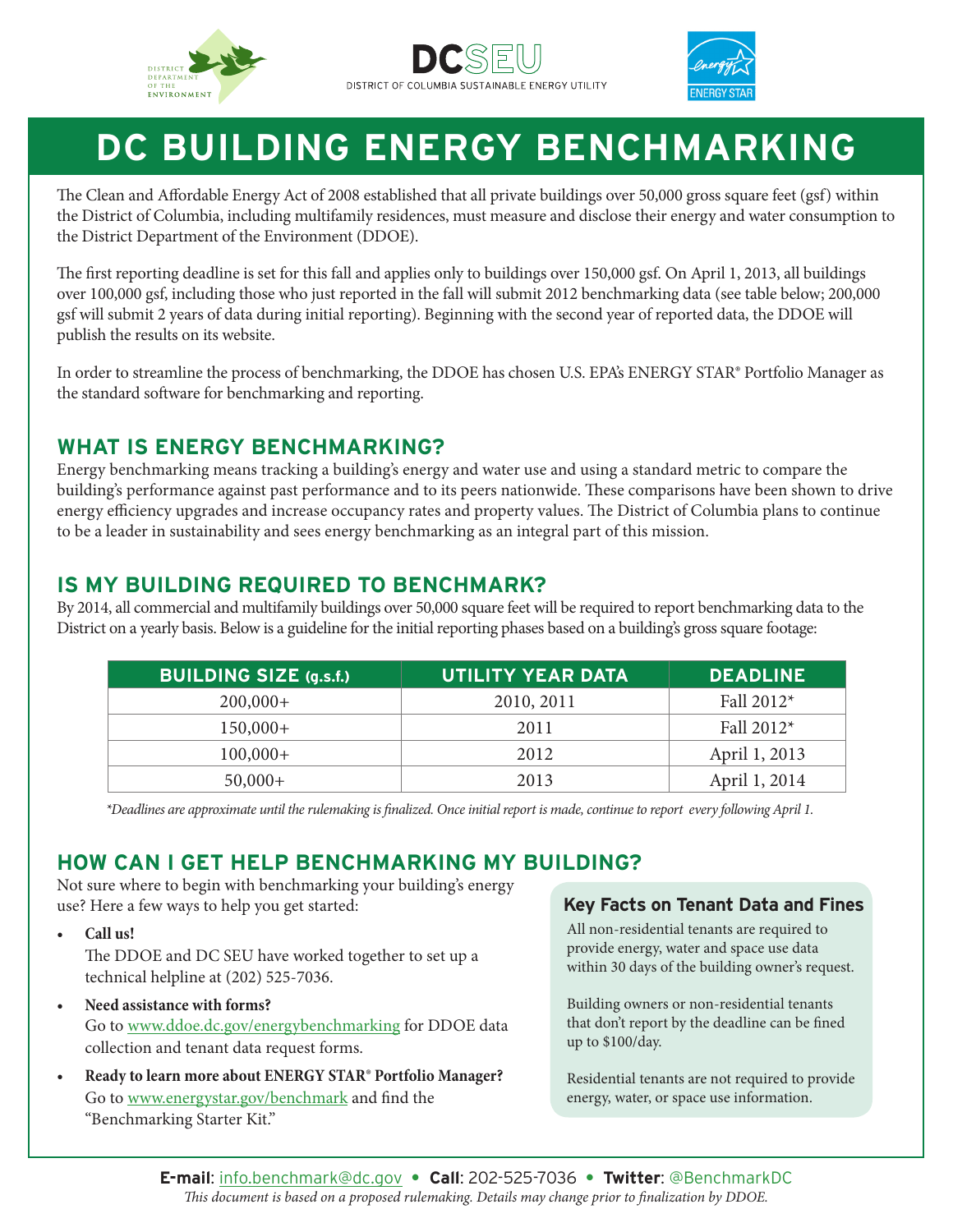# DC BUILDING ENERGY BENCHMARKING

The Clean and Affordable Energy Act of 2008 established that all private buildings over 50,000 gross square feet (gsf) within the District of Columbia, including multifamily residences, must measure and disclose their energy and water consumption to the District Department of the Environment (DDOE).

The first reporting deadline is set for this fall and applies only to buildings over 150,000 gsf. On April 1, 2013, all buildings over 100,000 gsf, including those who just reported in the fall will submit 2012 benchmarking data (see table below; 200,000 gsf will submit 2 years of data during initial reporting). Beginning with the second year of reported data, the DDOE will publish the results on its website.

In order to streamline the process of benchmarking, the DDOE has chosen U.S. EPA's ENERGY STAR® Portfolio Manager as the standard software for benchmarking and reporting.

## WHAT IS ENERGY BENCHMARKING?

Energy benchmarking means tracking a building's energy and water use and using a standard metric to compare the building's performance against past performance and to its peers nationwide. These comparisons have been shown to drive energy efficiency upgrades and increase occupancy rates and property values. The District of Columbia plans to continue to be a leader in sustainability and sees energy benchmarking as an integral part of this mission.

## IS MY BUILDING REQUIRED TO BENCHMARK?

By 2014, all commercial and multifamily buildings over 50,000 square feet will be required to report benchmarking data to the District on a yearly basis. Below is a guideline for the initial reporting phases based on a building's gross square footage:

| BUILDING SIZE (g.s.f.) | UTILITY YEAR DATA | DEADLINE |
|---|---|---|
| 200,000+ | 2010, 2011 | Fall 2012* |
| 150,000+ | 2011 | Fall 2012* |
| 100,000+ | 2012 | April 1, 2013 |
| 50,000+ | 2013 | April 1, 2014 |

*\*Deadlines are approximate until the rulemaking is finalized. Once initial report is made, continue to report every following April 1.*

## HOW CAN I GET HELP BENCHMARKING MY BUILDING?

Not sure where to begin with benchmarking your building's energy use? Here a few ways to help you get started:

- **Call us!**
  The DDOE and DC SEU have worked together to set up a technical helpline at (202) 525-7036.
- **Need assistance with forms?**
  Go to www.ddoe.dc.gov/energybenchmarking for DDOE data collection and tenant data request forms.
- **Ready to learn more about ENERGY STAR® Portfolio Manager?**
  Go to www.energystar.gov/benchmark and find the "Benchmarking Starter Kit."

### Key Facts on Tenant Data and Fines

All non-residential tenants are required to provide energy, water and space use data within 30 days of the building owner's request.

Building owners or non-residential tenants that don't report by the deadline can be fined up to $100/day.

Residential tenants are not required to provide energy, water, or space use information.

**E-mail**: info.benchmark@dc.gov • **Call**: 202-525-7036 • **Twitter**: @BenchmarkDC

*This document is based on a proposed rulemaking. Details may change prior to finalization by DDOE.*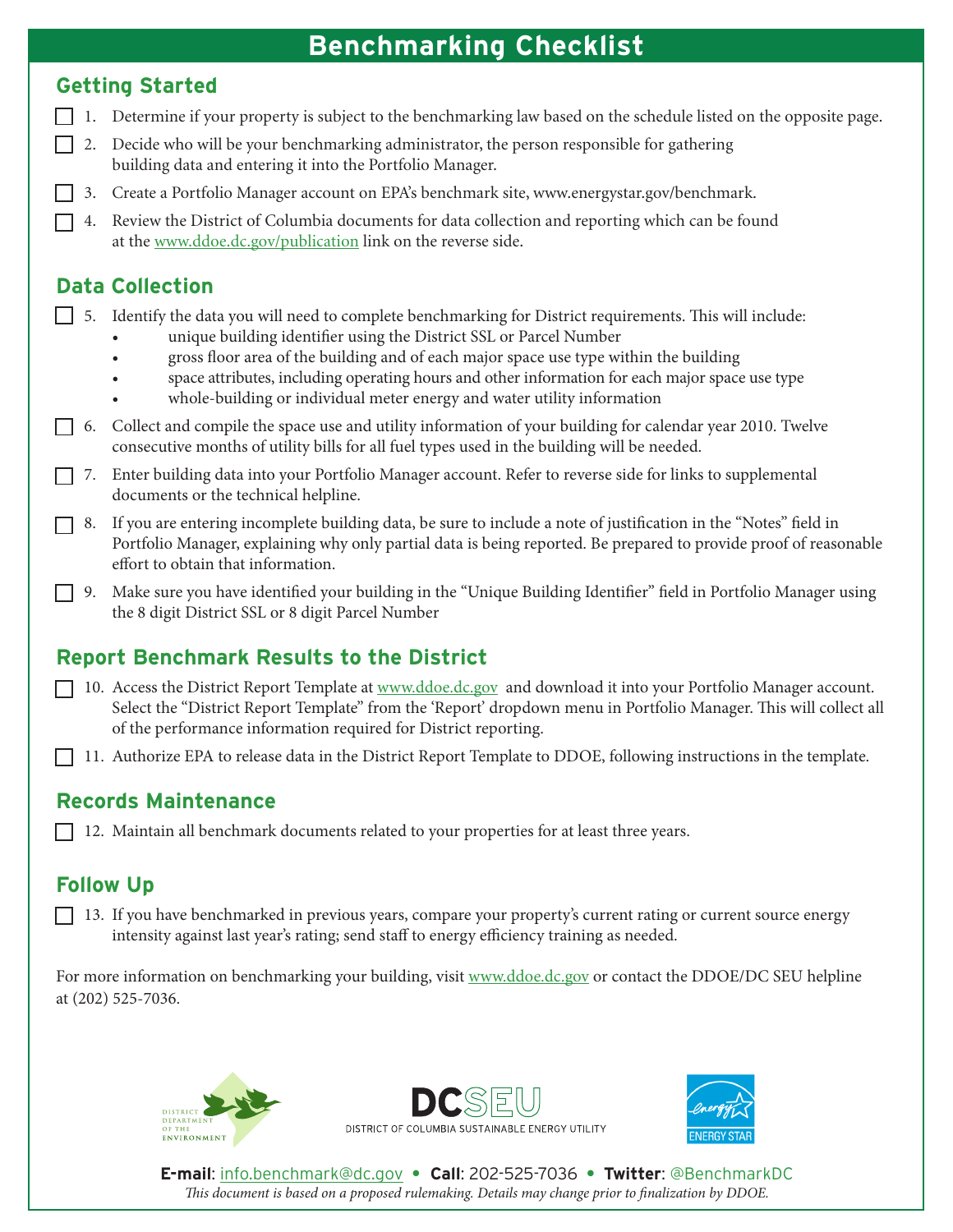# Benchmarking Checklist

## Getting Started

- [ ] 1. Determine if your property is subject to the benchmarking law based on the schedule listed on the opposite page.
- [ ] 2. Decide who will be your benchmarking administrator, the person responsible for gathering building data and entering it into the Portfolio Manager.
- [ ] 3. Create a Portfolio Manager account on EPA's benchmark site, www.energystar.gov/benchmark.
- [ ] 4. Review the District of Columbia documents for data collection and reporting which can be found at the www.ddoe.dc.gov/publication link on the reverse side.

## Data Collection

- [ ] 5. Identify the data you will need to complete benchmarking for District requirements. This will include:
  - unique building identifier using the District SSL or Parcel Number
  - gross floor area of the building and of each major space use type within the building
  - space attributes, including operating hours and other information for each major space use type
  - whole-building or individual meter energy and water utility information
- [ ] 6. Collect and compile the space use and utility information of your building for calendar year 2010. Twelve consecutive months of utility bills for all fuel types used in the building will be needed.
- [ ] 7. Enter building data into your Portfolio Manager account. Refer to reverse side for links to supplemental documents or the technical helpline.
- [ ] 8. If you are entering incomplete building data, be sure to include a note of justification in the "Notes" field in Portfolio Manager, explaining why only partial data is being reported. Be prepared to provide proof of reasonable effort to obtain that information.
- [ ] 9. Make sure you have identified your building in the "Unique Building Identifier" field in Portfolio Manager using the 8 digit District SSL or 8 digit Parcel Number

## Report Benchmark Results to the District

- [ ] 10. Access the District Report Template at www.ddoe.dc.gov and download it into your Portfolio Manager account. Select the "District Report Template" from the 'Report' dropdown menu in Portfolio Manager. This will collect all of the performance information required for District reporting.
- [ ] 11. Authorize EPA to release data in the District Report Template to DDOE, following instructions in the template.

## Records Maintenance

- [ ] 12. Maintain all benchmark documents related to your properties for at least three years.

## Follow Up

- [ ] 13. If you have benchmarked in previous years, compare your property's current rating or current source energy intensity against last year's rating; send staff to energy efficiency training as needed.

For more information on benchmarking your building, visit www.ddoe.dc.gov or contact the DDOE/DC SEU helpline at (202) 525-7036.

District Department of the Environment

DCSEU
DISTRICT OF COLUMBIA SUSTAINABLE ENERGY UTILITY

ENERGY STAR

**E-mail**: info.benchmark@dc.gov • **Call**: 202-525-7036 • **Twitter**: @BenchmarkDC

*This document is based on a proposed rulemaking. Details may change prior to finalization by DDOE.*